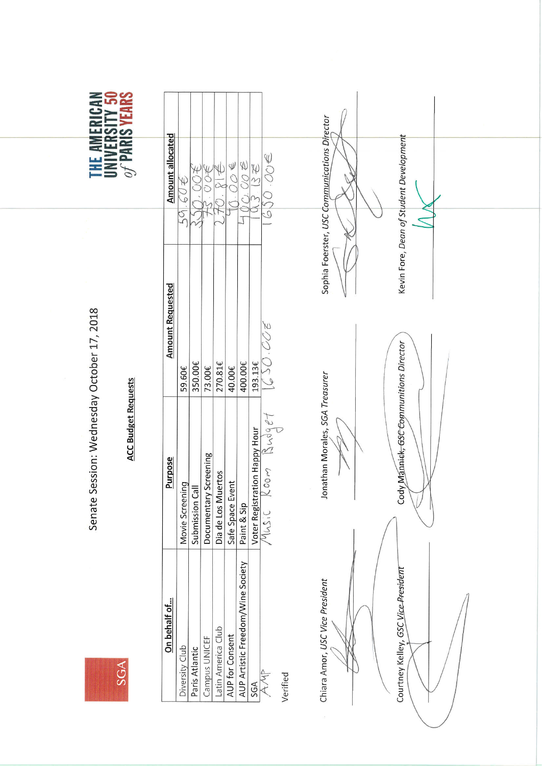SGA

THE AMERICAN UNIVERSITY 50 of PARIS YEARS

# Senate Session: Wednesday October 17, 2018

## ACC Budget Requests

| On behalf of… | Purpose | Amount Requested | Amount allocated |
|---|---|---|---|
| Diversity Club | Movie Screening | 59.60€ | 59.60€ |
| Paris Atlantic | Submission Call | 350.00€ | 350.00€ |
| Campus UNICEF | Documentary Screening | 73.00€ | 73.00€ |
| Latin America Club | Dia de Los Muertos | 270.81€ | 270.81€ |
| AUP for Consent | Safe Space Event | 40.00€ | 40.00€ |
| AUP Artistic Freedom/Wine Society | Paint & Sip | 400.00€ | 400.00€ |
| SGA | Voter Registration Happy Hour | 193.13€ | 103.13€ |
| AMP | Music Room Budget | 1650.00€ | 1650.00€ |

Verified

Chiara Amor, *USC Vice President*

Jonathan Morales, *SGA Treasurer*

Sophia Foerster, *USC Communications Director*

Courtney Kelley, *GSC Vice President*

Cody Mannick, *GSC Communitions Director*

Kevin Fore, *Dean of Student Development*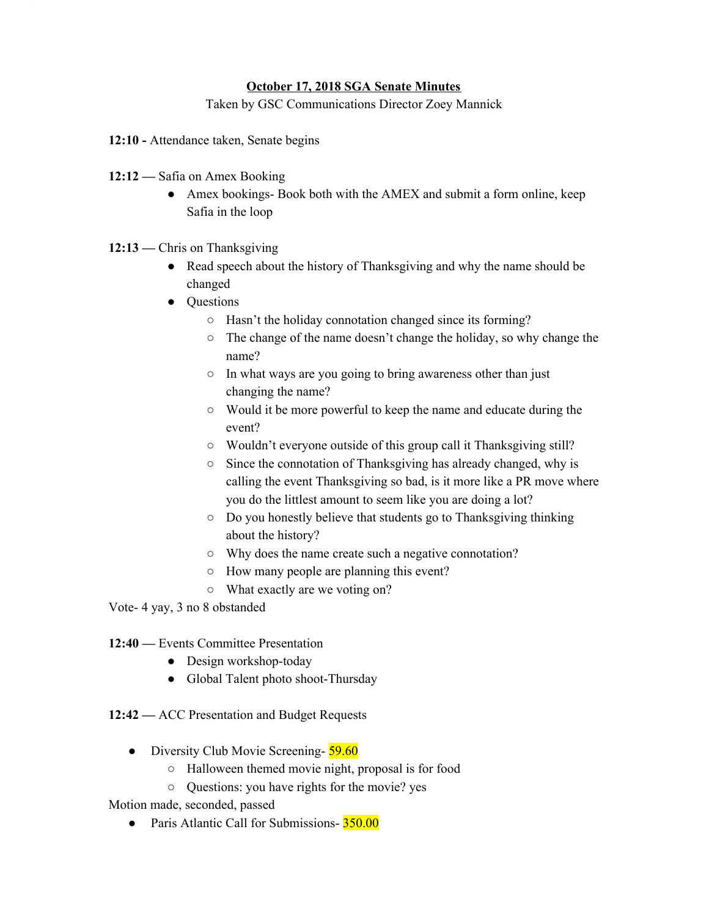**October 17, 2018 SGA Senate Minutes**

Taken by GSC Communications Director Zoey Mannick

**12:10 -** Attendance taken, Senate begins

**12:12** — Safia on Amex Booking

- Amex bookings- Book both with the AMEX and submit a form online, keep Safia in the loop

**12:13** — Chris on Thanksgiving

- Read speech about the history of Thanksgiving and why the name should be changed
- Questions
    - Hasn't the holiday connotation changed since its forming?
    - The change of the name doesn't change the holiday, so why change the name?
    - In what ways are you going to bring awareness other than just changing the name?
    - Would it be more powerful to keep the name and educate during the event?
    - Wouldn't everyone outside of this group call it Thanksgiving still?
    - Since the connotation of Thanksgiving has already changed, why is calling the event Thanksgiving so bad, is it more like a PR move where you do the littlest amount to seem like you are doing a lot?
    - Do you honestly believe that students go to Thanksgiving thinking about the history?
    - Why does the name create such a negative connotation?
    - How many people are planning this event?
    - What exactly are we voting on?

Vote- 4 yay, 3 no 8 obstanded

**12:40** — Events Committee Presentation

- Design workshop-today
- Global Talent photo shoot-Thursday

**12:42** — ACC Presentation and Budget Requests

- Diversity Club Movie Screening- 59.60
    - Halloween themed movie night, proposal is for food
    - Questions: you have rights for the movie? yes

Motion made, seconded, passed

- Paris Atlantic Call for Submissions- 350.00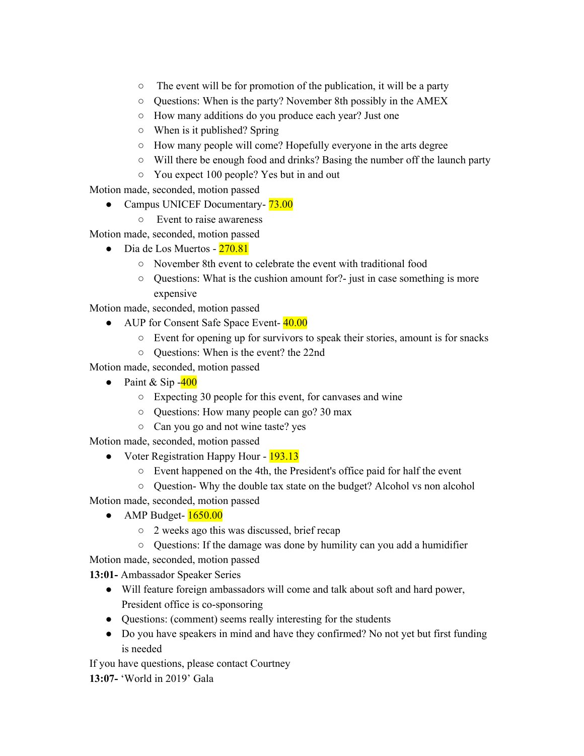- The event will be for promotion of the publication, it will be a party
    - Questions: When is the party? November 8th possibly in the AMEX
    - How many additions do you produce each year? Just one
    - When is it published? Spring
    - How many people will come? Hopefully everyone in the arts degree
    - Will there be enough food and drinks? Basing the number off the launch party
    - You expect 100 people? Yes but in and out

Motion made, seconded, motion passed

- Campus UNICEF Documentary- 73.00
    - Event to raise awareness

Motion made, seconded, motion passed

- Dia de Los Muertos - 270.81
    - November 8th event to celebrate the event with traditional food
    - Questions: What is the cushion amount for?- just in case something is more expensive

Motion made, seconded, motion passed

- AUP for Consent Safe Space Event- 40.00
    - Event for opening up for survivors to speak their stories, amount is for snacks
    - Questions: When is the event? the 22nd

Motion made, seconded, motion passed

- Paint & Sip -400
    - Expecting 30 people for this event, for canvases and wine
    - Questions: How many people can go? 30 max
    - Can you go and not wine taste? yes

Motion made, seconded, motion passed

- Voter Registration Happy Hour - 193.13
    - Event happened on the 4th, the President's office paid for half the event
    - Question- Why the double tax state on the budget? Alcohol vs non alcohol

Motion made, seconded, motion passed

- AMP Budget- 1650.00
    - 2 weeks ago this was discussed, brief recap
    - Questions: If the damage was done by humility can you add a humidifier

Motion made, seconded, motion passed

**13:01-** Ambassador Speaker Series

- Will feature foreign ambassadors will come and talk about soft and hard power, President office is co-sponsoring
- Questions: (comment) seems really interesting for the students
- Do you have speakers in mind and have they confirmed? No not yet but first funding is needed

If you have questions, please contact Courtney

**13:07-** 'World in 2019' Gala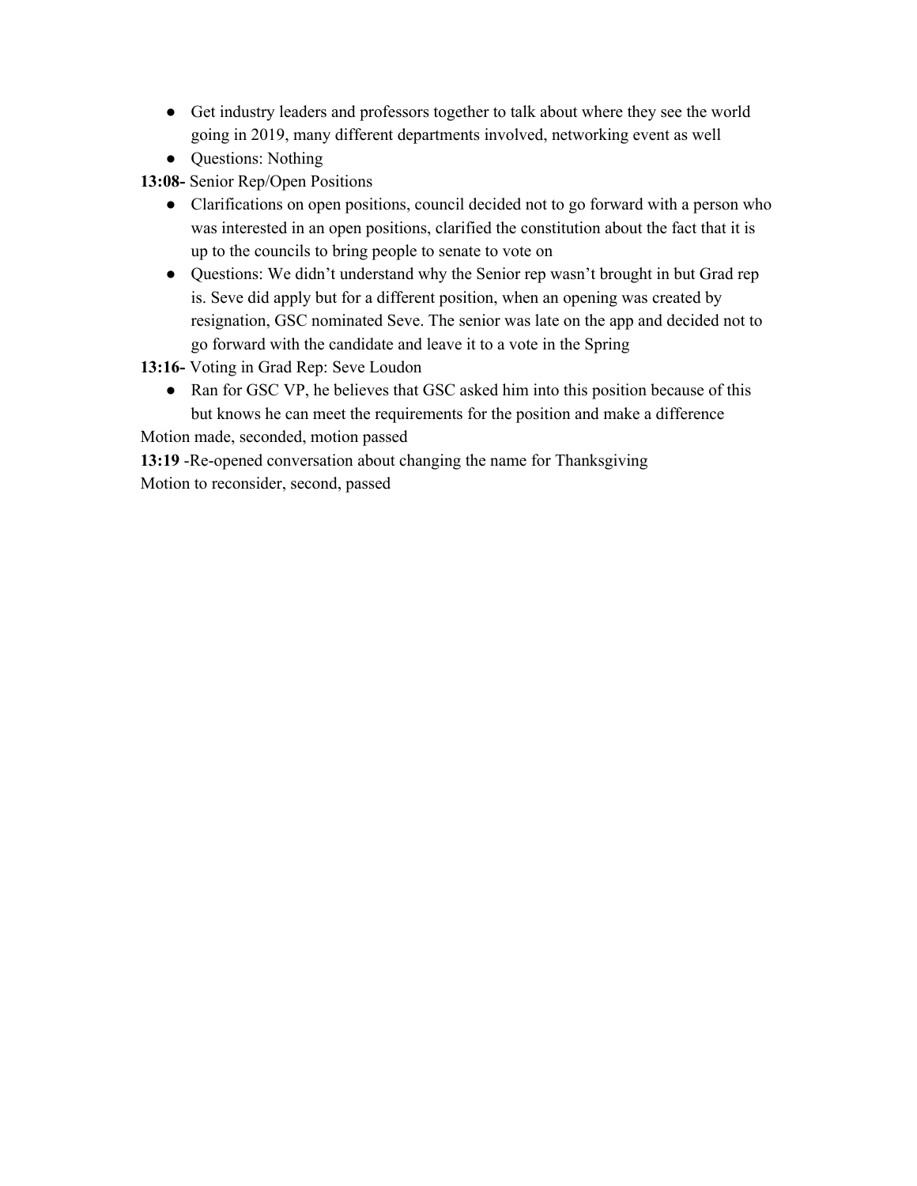- Get industry leaders and professors together to talk about where they see the world going in 2019, many different departments involved, networking event as well
- Questions: Nothing

**13:08-** Senior Rep/Open Positions

- Clarifications on open positions, council decided not to go forward with a person who was interested in an open positions, clarified the constitution about the fact that it is up to the councils to bring people to senate to vote on
- Questions: We didn't understand why the Senior rep wasn't brought in but Grad rep is. Seve did apply but for a different position, when an opening was created by resignation, GSC nominated Seve. The senior was late on the app and decided not to go forward with the candidate and leave it to a vote in the Spring

**13:16-** Voting in Grad Rep: Seve Loudon

- Ran for GSC VP, he believes that GSC asked him into this position because of this but knows he can meet the requirements for the position and make a difference

Motion made, seconded, motion passed

**13:19** -Re-opened conversation about changing the name for Thanksgiving

Motion to reconsider, second, passed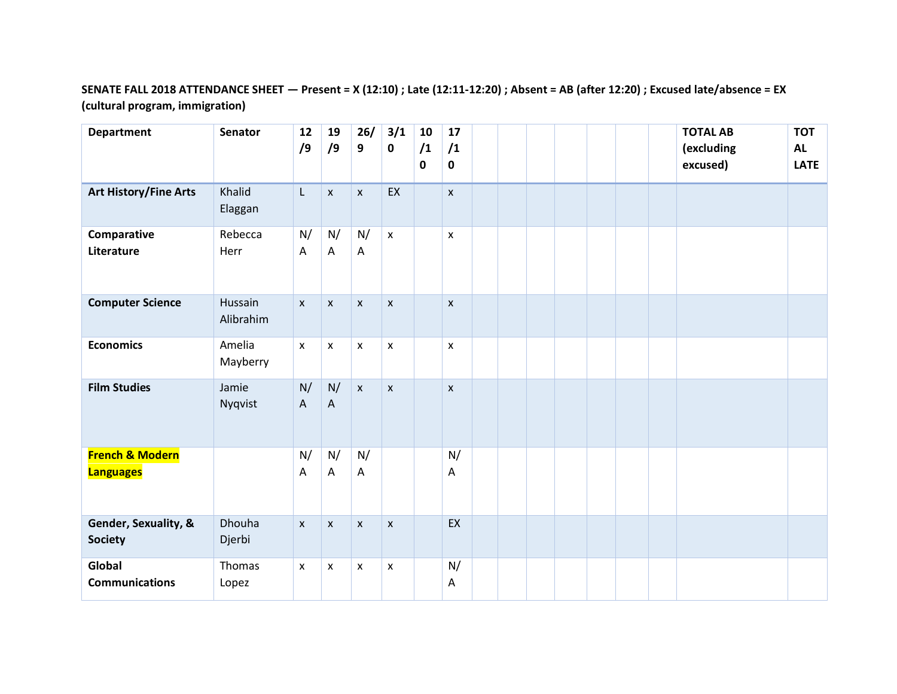**SENATE FALL 2018 ATTENDANCE SHEET — Present = X (12:10) ; Late (12:11-12:20) ; Absent = AB (after 12:20) ; Excused late/absence = EX (cultural program, immigration)**

| Department | Senator | 12/9 | 19/9 | 26/9 | 3/10 | 10/10 | 17/10 | | | | | | | | TOTAL AB (excluding excused) | TOTAL LATE |
|---|---|---|---|---|---|---|---|---|---|---|---|---|---|---|---|---|
| **Art History/Fine Arts** | Khalid Elaggan | L | x | x | EX | | x | | | | | | | | | |
| **Comparative Literature** | Rebecca Herr | N/A | N/A | N/A | x | | x | | | | | | | | | |
| **Computer Science** | Hussain Alibrahim | x | x | x | x | | x | | | | | | | | | |
| **Economics** | Amelia Mayberry | x | x | x | x | | x | | | | | | | | | |
| **Film Studies** | Jamie Nyqvist | N/A | N/A | x | x | | x | | | | | | | | | |
| **French & Modern Languages** | | N/A | N/A | N/A | | | N/A | | | | | | | | | |
| **Gender, Sexuality, & Society** | Dhouha Djerbi | x | x | x | x | | EX | | | | | | | | | |
| **Global Communications** | Thomas Lopez | x | x | x | x | | N/A | | | | | | | | | |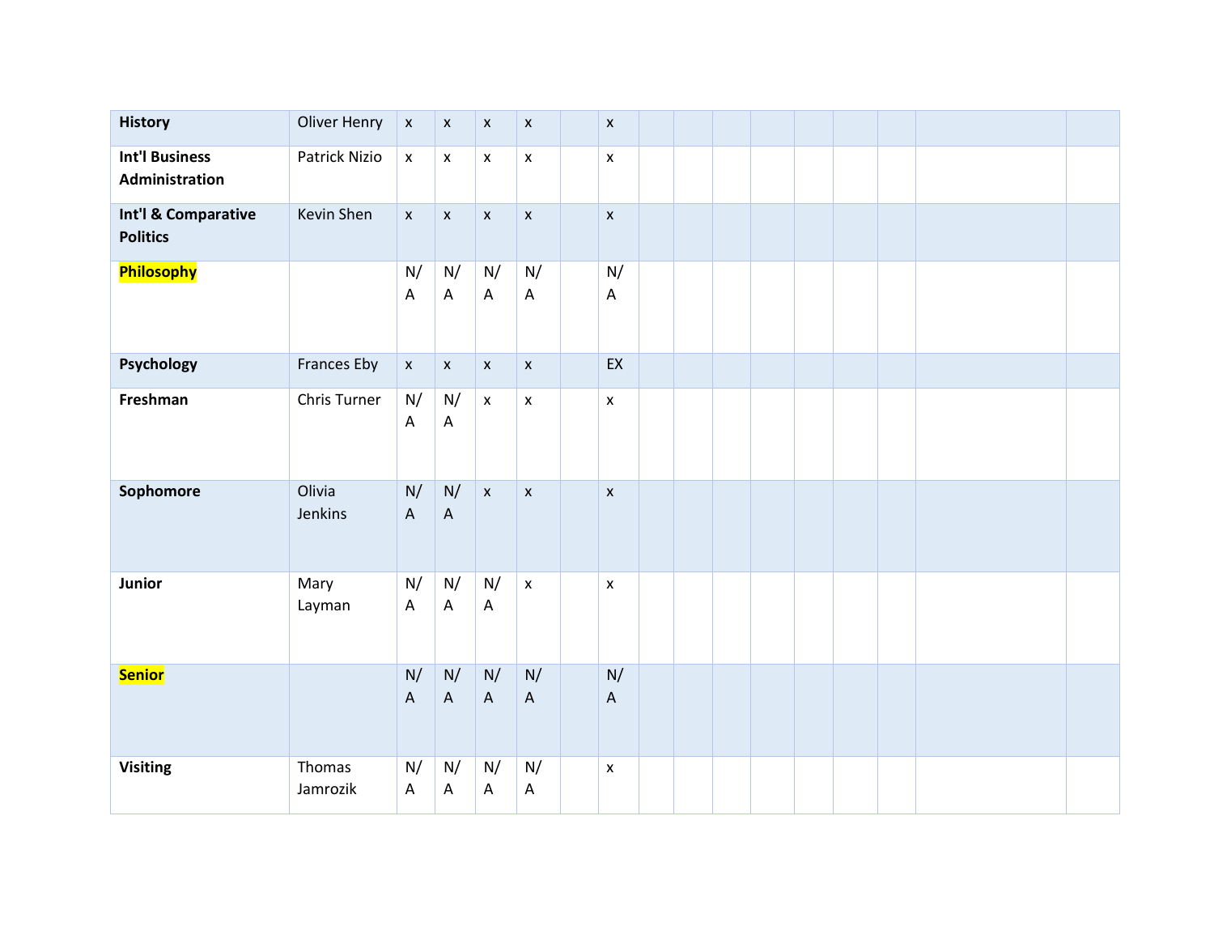| | | | | | | | | | | | | | | | | |
|---|---|---|---|---|---|---|---|---|---|---|---|---|---|---|---|---|
| **History** | Oliver Henry | x | x | x | x | | x | | | | | | | | | |
| **Int'l Business Administration** | Patrick Nizio | x | x | x | x | | x | | | | | | | | | |
| **Int'l & Comparative Politics** | Kevin Shen | x | x | x | x | | x | | | | | | | | | |
| **Philosophy** | | N/A | N/A | N/A | N/A | | N/A | | | | | | | | | |
| **Psychology** | Frances Eby | x | x | x | x | | EX | | | | | | | | | |
| **Freshman** | Chris Turner | N/A | N/A | x | x | | x | | | | | | | | | |
| **Sophomore** | Olivia Jenkins | N/A | N/A | x | x | | x | | | | | | | | | |
| **Junior** | Mary Layman | N/A | N/A | N/A | x | | x | | | | | | | | | |
| **Senior** | | N/A | N/A | N/A | N/A | | N/A | | | | | | | | | |
| **Visiting** | Thomas Jamrozik | N/A | N/A | N/A | N/A | | x | | | | | | | | | |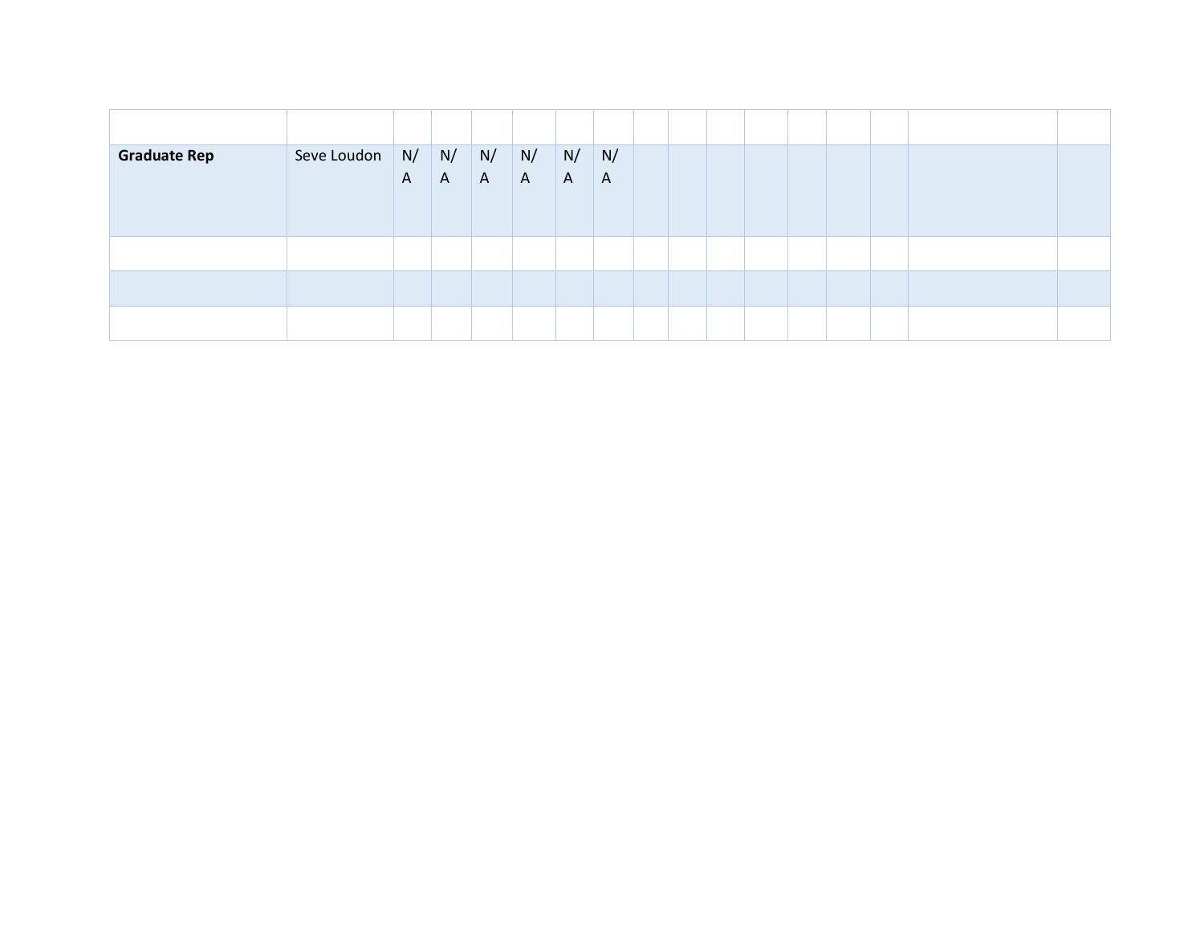| | | | | | | | | | | | | | | | | |
|---|---|---|---|---|---|---|---|---|---|---|---|---|---|---|---|---|
| | | | | | | | | | | | | | | | | |
| **Graduate Rep** | Seve Loudon | N/A | N/A | N/A | N/A | N/A | N/A | | | | | | | | | |
| | | | | | | | | | | | | | | | | |
| | | | | | | | | | | | | | | | | |
| | | | | | | | | | | | | | | | | |